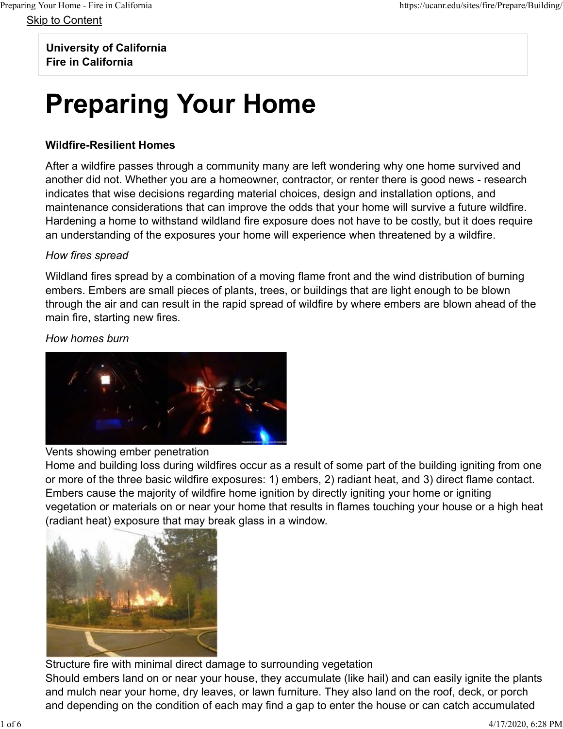Skip to Content

**University of California**
**Fire in California**

# Preparing Your Home

**Wildfire-Resilient Homes**

After a wildfire passes through a community many are left wondering why one home survived and another did not. Whether you are a homeowner, contractor, or renter there is good news - research indicates that wise decisions regarding material choices, design and installation options, and maintenance considerations that can improve the odds that your home will survive a future wildfire. Hardening a home to withstand wildland fire exposure does not have to be costly, but it does require an understanding of the exposures your home will experience when threatened by a wildfire.

*How fires spread*

Wildland fires spread by a combination of a moving flame front and the wind distribution of burning embers. Embers are small pieces of plants, trees, or buildings that are light enough to be blown through the air and can result in the rapid spread of wildfire by where embers are blown ahead of the main fire, starting new fires.

*How homes burn*

Vents showing ember penetration

Home and building loss during wildfires occur as a result of some part of the building igniting from one or more of the three basic wildfire exposures: 1) embers, 2) radiant heat, and 3) direct flame contact. Embers cause the majority of wildfire home ignition by directly igniting your home or igniting vegetation or materials on or near your home that results in flames touching your house or a high heat (radiant heat) exposure that may break glass in a window.

Structure fire with minimal direct damage to surrounding vegetation

Should embers land on or near your house, they accumulate (like hail) and can easily ignite the plants and mulch near your home, dry leaves, or lawn furniture. They also land on the roof, deck, or porch and depending on the condition of each may find a gap to enter the house or can catch accumulated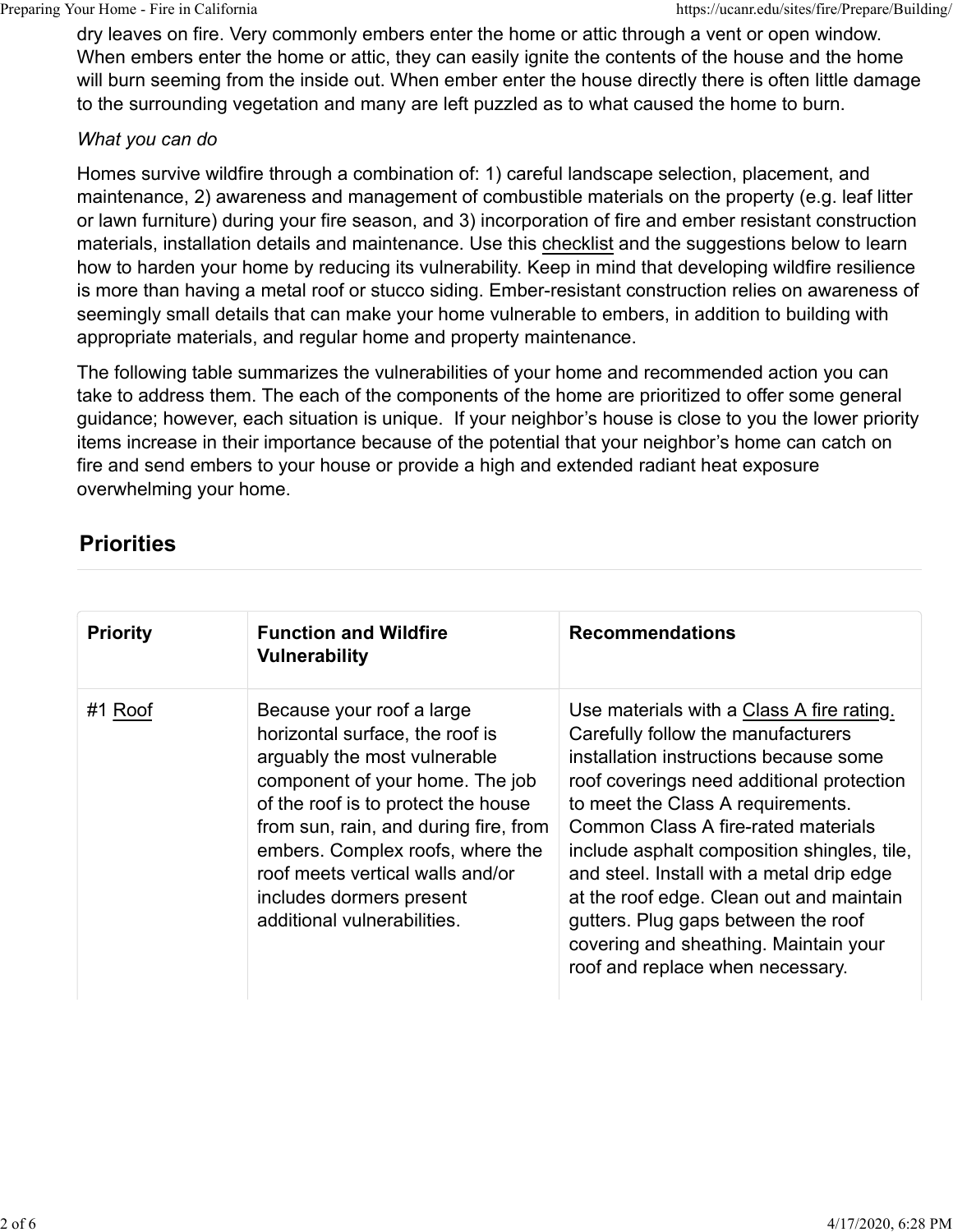dry leaves on fire. Very commonly embers enter the home or attic through a vent or open window. When embers enter the home or attic, they can easily ignite the contents of the house and the home will burn seeming from the inside out. When ember enter the house directly there is often little damage to the surrounding vegetation and many are left puzzled as to what caused the home to burn.

*What you can do*

Homes survive wildfire through a combination of: 1) careful landscape selection, placement, and maintenance, 2) awareness and management of combustible materials on the property (e.g. leaf litter or lawn furniture) during your fire season, and 3) incorporation of fire and ember resistant construction materials, installation details and maintenance. Use this checklist and the suggestions below to learn how to harden your home by reducing its vulnerability. Keep in mind that developing wildfire resilience is more than having a metal roof or stucco siding. Ember-resistant construction relies on awareness of seemingly small details that can make your home vulnerable to embers, in addition to building with appropriate materials, and regular home and property maintenance.

The following table summarizes the vulnerabilities of your home and recommended action you can take to address them. The each of the components of the home are prioritized to offer some general guidance; however, each situation is unique. If your neighbor's house is close to you the lower priority items increase in their importance because of the potential that your neighbor's home can catch on fire and send embers to your house or provide a high and extended radiant heat exposure overwhelming your home.

## Priorities

| Priority | Function and Wildfire Vulnerability | Recommendations |
|---|---|---|
| #1 Roof | Because your roof a large horizontal surface, the roof is arguably the most vulnerable component of your home. The job of the roof is to protect the house from sun, rain, and during fire, from embers. Complex roofs, where the roof meets vertical walls and/or includes dormers present additional vulnerabilities. | Use materials with a Class A fire rating. Carefully follow the manufacturers installation instructions because some roof coverings need additional protection to meet the Class A requirements. Common Class A fire-rated materials include asphalt composition shingles, tile, and steel. Install with a metal drip edge at the roof edge. Clean out and maintain gutters. Plug gaps between the roof covering and sheathing. Maintain your roof and replace when necessary. |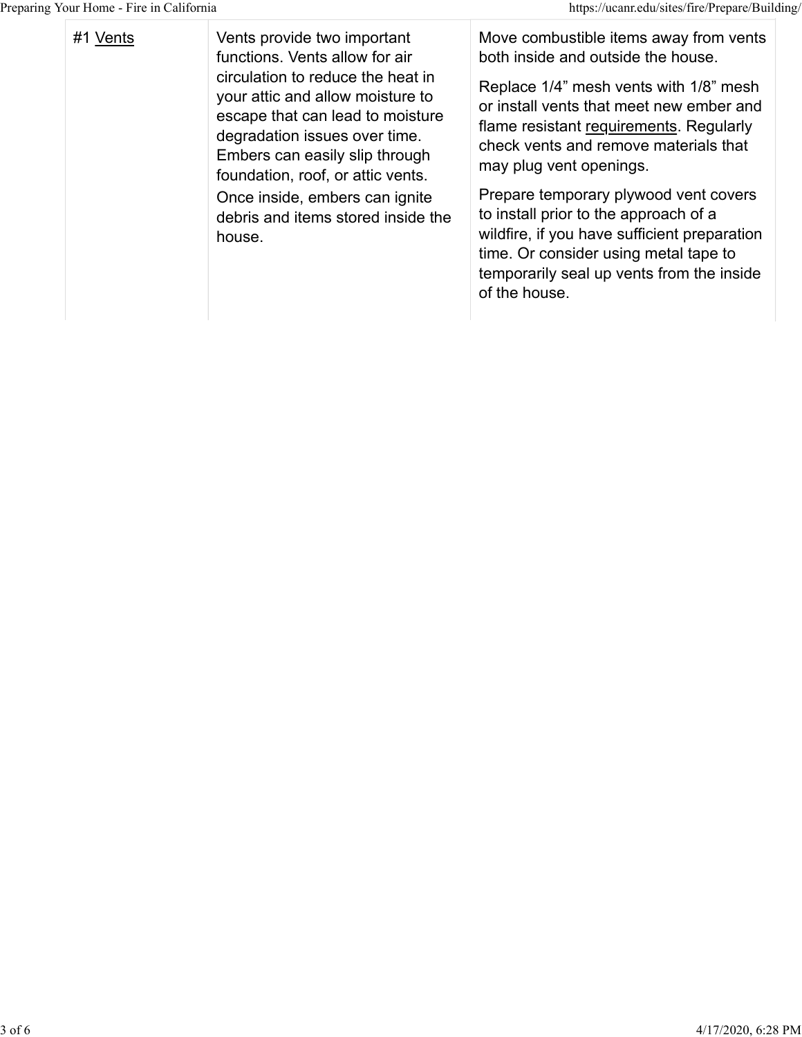| | | |
|---|---|---|
| #1 Vents | Vents provide two important functions. Vents allow for air circulation to reduce the heat in your attic and allow moisture to escape that can lead to moisture degradation issues over time. Embers can easily slip through foundation, roof, or attic vents. Once inside, embers can ignite debris and items stored inside the house. | Move combustible items away from vents both inside and outside the house. Replace 1/4” mesh vents with 1/8” mesh or install vents that meet new ember and flame resistant requirements. Regularly check vents and remove materials that may plug vent openings. Prepare temporary plywood vent covers to install prior to the approach of a wildfire, if you have sufficient preparation time. Or consider using metal tape to temporarily seal up vents from the inside of the house. |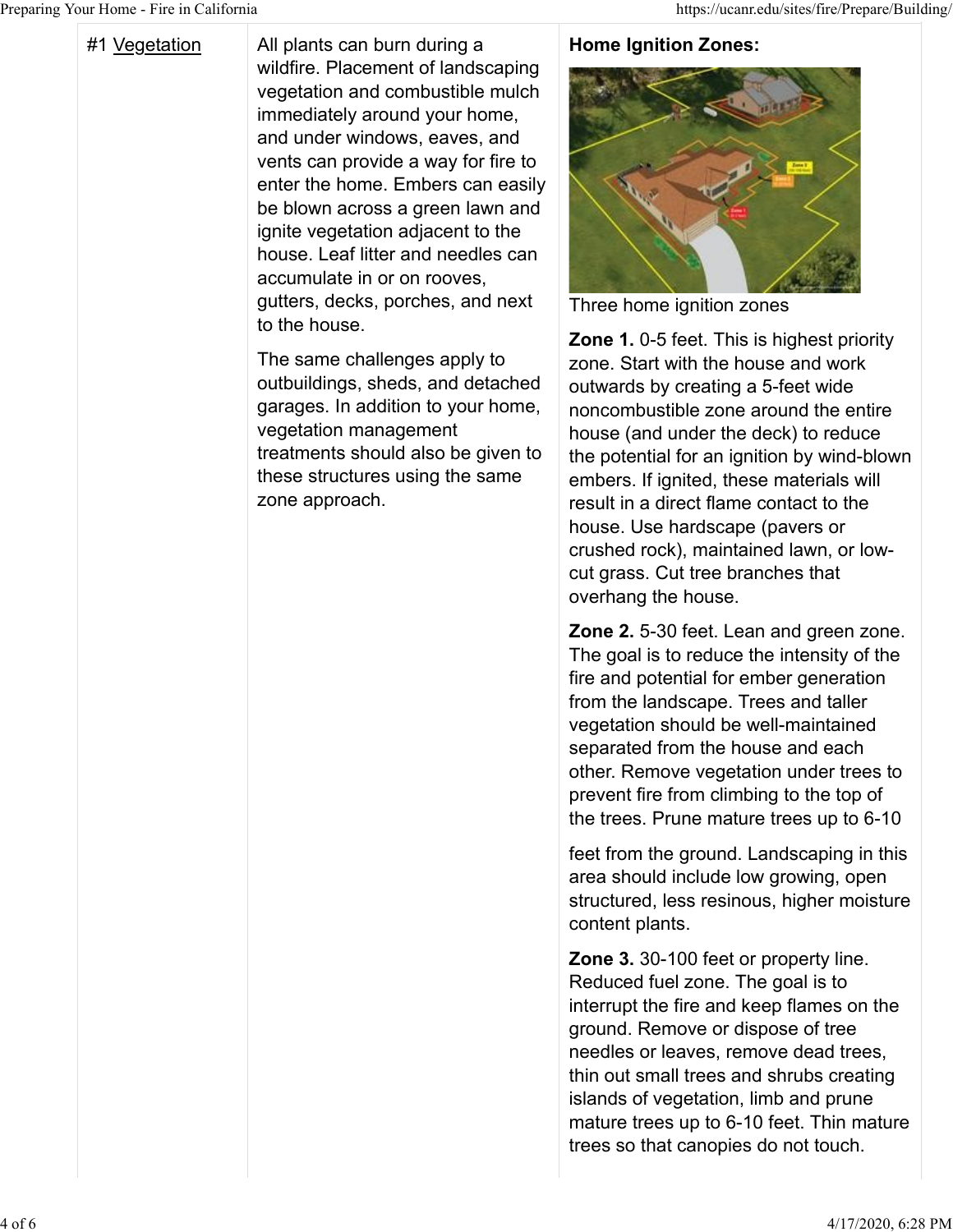| | | |
|---|---|---|
| #1 Vegetation | All plants can burn during a wildfire. Placement of landscaping vegetation and combustible mulch immediately around your home, and under windows, eaves, and vents can provide a way for fire to enter the home. Embers can easily be blown across a green lawn and ignite vegetation adjacent to the house. Leaf litter and needles can accumulate in or on rooves, gutters, decks, porches, and next to the house.<br><br>The same challenges apply to outbuildings, sheds, and detached garages. In addition to your home, vegetation management treatments should also be given to these structures using the same zone approach. | **Home Ignition Zones:**<br><br>Three home ignition zones<br><br>**Zone 1.** 0-5 feet. This is highest priority zone. Start with the house and work outwards by creating a 5-feet wide noncombustible zone around the entire house (and under the deck) to reduce the potential for an ignition by wind-blown embers. If ignited, these materials will result in a direct flame contact to the house. Use hardscape (pavers or crushed rock), maintained lawn, or low-cut grass. Cut tree branches that overhang the house.<br><br>**Zone 2.** 5-30 feet. Lean and green zone. The goal is to reduce the intensity of the fire and potential for ember generation from the landscape. Trees and taller vegetation should be well-maintained separated from the house and each other. Remove vegetation under trees to prevent fire from climbing to the top of the trees. Prune mature trees up to 6-10 feet from the ground. Landscaping in this area should include low growing, open structured, less resinous, higher moisture content plants.<br><br>**Zone 3.** 30-100 feet or property line. Reduced fuel zone. The goal is to interrupt the fire and keep flames on the ground. Remove or dispose of tree needles or leaves, remove dead trees, thin out small trees and shrubs creating islands of vegetation, limb and prune mature trees up to 6-10 feet. Thin mature trees so that canopies do not touch. |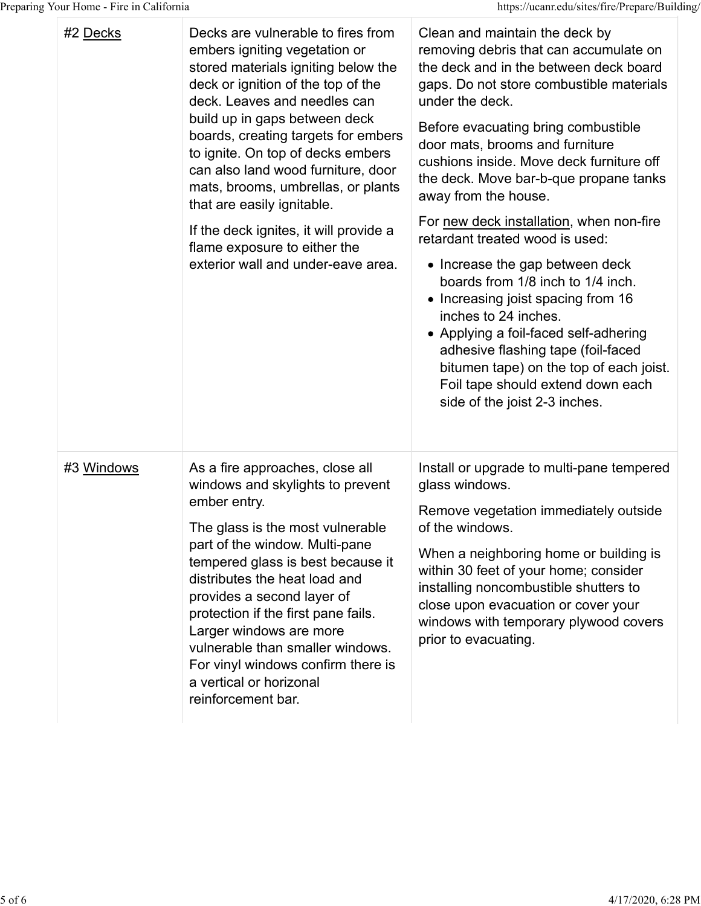| | | |
|---|---|---|
| #2 Decks | Decks are vulnerable to fires from embers igniting vegetation or stored materials igniting below the deck or ignition of the top of the deck. Leaves and needles can build up in gaps between deck boards, creating targets for embers to ignite. On top of decks embers can also land wood furniture, door mats, brooms, umbrellas, or plants that are easily ignitable.<br><br>If the deck ignites, it will provide a flame exposure to either the exterior wall and under-eave area. | Clean and maintain the deck by removing debris that can accumulate on the deck and in the between deck board gaps. Do not store combustible materials under the deck.<br><br>Before evacuating bring combustible door mats, brooms and furniture cushions inside. Move deck furniture off the deck. Move bar-b-que propane tanks away from the house.<br><br>For new deck installation, when non-fire retardant treated wood is used:<br>• Increase the gap between deck boards from 1/8 inch to 1/4 inch.<br>• Increasing joist spacing from 16 inches to 24 inches.<br>• Applying a foil-faced self-adhering adhesive flashing tape (foil-faced bitumen tape) on the top of each joist. Foil tape should extend down each side of the joist 2-3 inches. |
| #3 Windows | As a fire approaches, close all windows and skylights to prevent ember entry.<br><br>The glass is the most vulnerable part of the window. Multi-pane tempered glass is best because it distributes the heat load and provides a second layer of protection if the first pane fails. Larger windows are more vulnerable than smaller windows. For vinyl windows confirm there is a vertical or horizonal reinforcement bar. | Install or upgrade to multi-pane tempered glass windows.<br><br>Remove vegetation immediately outside of the windows.<br><br>When a neighboring home or building is within 30 feet of your home; consider installing noncombustible shutters to close upon evacuation or cover your windows with temporary plywood covers prior to evacuating. |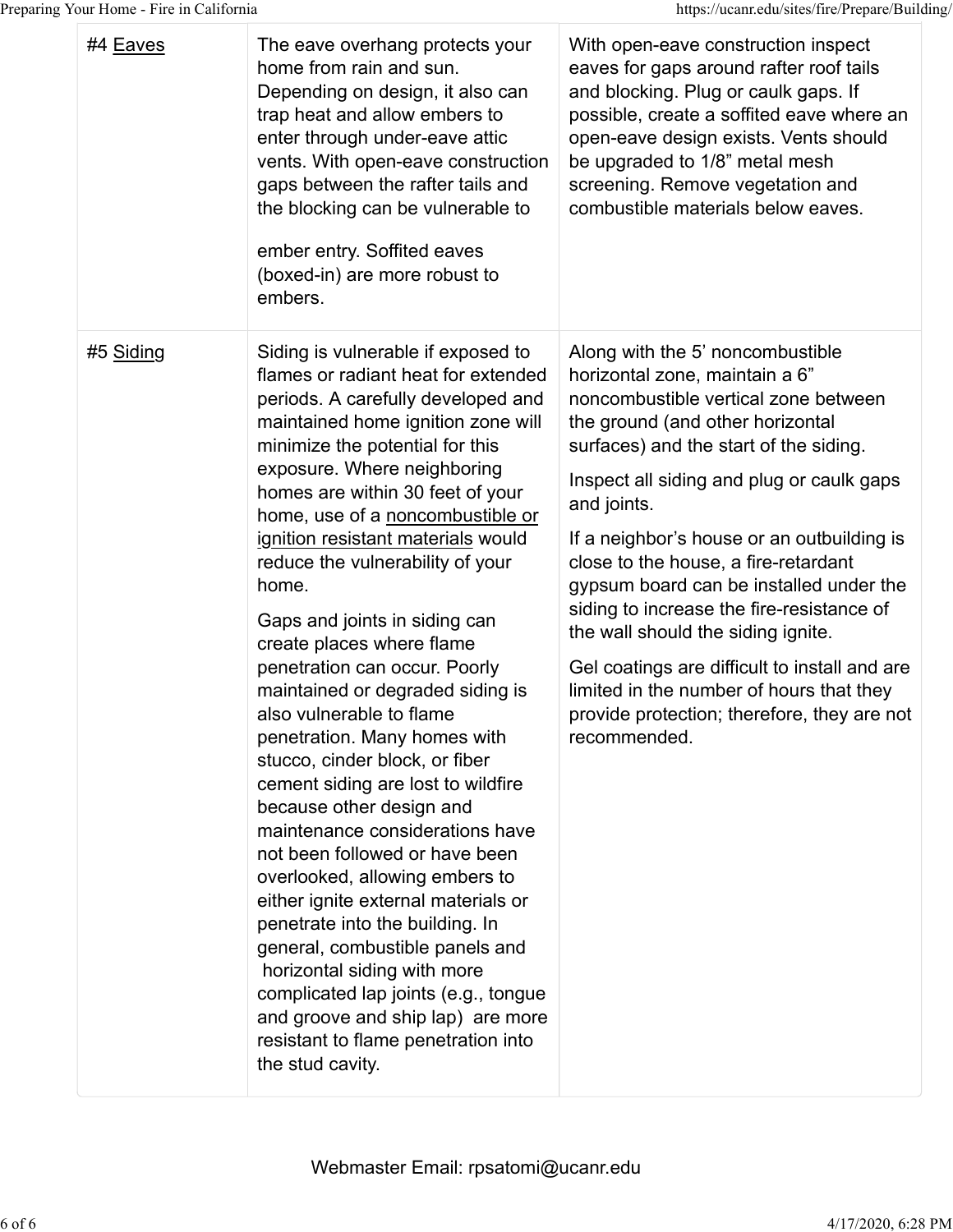| | | |
|---|---|---|
| #4 Eaves | The eave overhang protects your home from rain and sun. Depending on design, it also can trap heat and allow embers to enter through under-eave attic vents. With open-eave construction gaps between the rafter tails and the blocking can be vulnerable to ember entry. Soffited eaves (boxed-in) are more robust to embers. | With open-eave construction inspect eaves for gaps around rafter roof tails and blocking. Plug or caulk gaps. If possible, create a soffited eave where an open-eave design exists. Vents should be upgraded to 1/8" metal mesh screening. Remove vegetation and combustible materials below eaves. |
| #5 Siding | Siding is vulnerable if exposed to flames or radiant heat for extended periods. A carefully developed and maintained home ignition zone will minimize the potential for this exposure. Where neighboring homes are within 30 feet of your home, use of a noncombustible or ignition resistant materials would reduce the vulnerability of your home.<br><br>Gaps and joints in siding can create places where flame penetration can occur. Poorly maintained or degraded siding is also vulnerable to flame penetration. Many homes with stucco, cinder block, or fiber cement siding are lost to wildfire because other design and maintenance considerations have not been followed or have been overlooked, allowing embers to either ignite external materials or penetrate into the building. In general, combustible panels and horizontal siding with more complicated lap joints (e.g., tongue and groove and ship lap) are more resistant to flame penetration into the stud cavity. | Along with the 5' noncombustible horizontal zone, maintain a 6" noncombustible vertical zone between the ground (and other horizontal surfaces) and the start of the siding.<br><br>Inspect all siding and plug or caulk gaps and joints.<br><br>If a neighbor's house or an outbuilding is close to the house, a fire-retardant gypsum board can be installed under the siding to increase the fire-resistance of the wall should the siding ignite.<br><br>Gel coatings are difficult to install and are limited in the number of hours that they provide protection; therefore, they are not recommended. |

Webmaster Email: rpsatomi@ucanr.edu